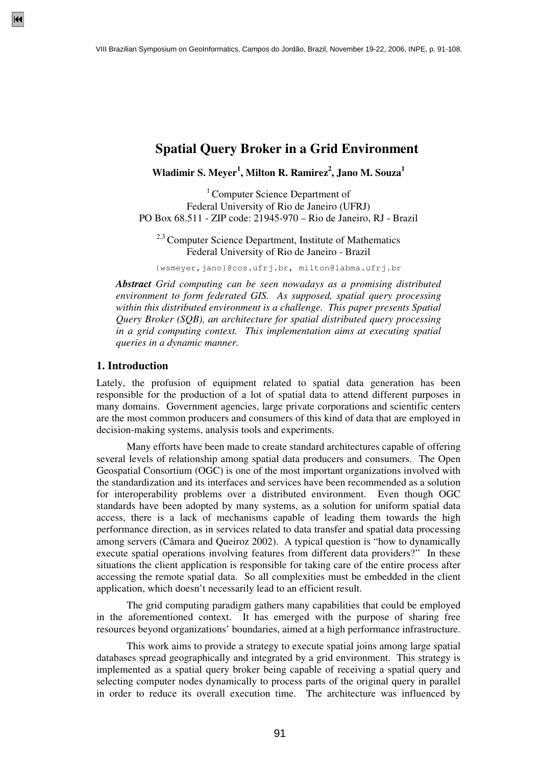# Spatial Query Broker in a Grid Environment

**Wladimir S. Meyer[1], Milton R. Ramirez[2], Jano M. Souza[1]**

[1] Computer Science Department of
Federal University of Rio de Janeiro (UFRJ)
PO Box 68.511 - ZIP code: 21945-970 – Rio de Janeiro, RJ - Brazil

[2,3] Computer Science Department, Institute of Mathematics
Federal University of Rio de Janeiro - Brazil

{wsmeyer,jano}@cos.ufrj.br, milton@labma.ufrj.br

***Abstract*** *Grid computing can be seen nowadays as a promising distributed environment to form federated GIS. As supposed, spatial query processing within this distributed environment is a challenge. This paper presents Spatial Query Broker (SQB), an architecture for spatial distributed query processing in a grid computing context. This implementation aims at executing spatial queries in a dynamic manner.*

## 1. Introduction

Lately, the profusion of equipment related to spatial data generation has been responsible for the production of a lot of spatial data to attend different purposes in many domains. Government agencies, large private corporations and scientific centers are the most common producers and consumers of this kind of data that are employed in decision-making systems, analysis tools and experiments.

Many efforts have been made to create standard architectures capable of offering several levels of relationship among spatial data producers and consumers. The Open Geospatial Consortium (OGC) is one of the most important organizations involved with the standardization and its interfaces and services have been recommended as a solution for interoperability problems over a distributed environment. Even though OGC standards have been adopted by many systems, as a solution for uniform spatial data access, there is a lack of mechanisms capable of leading them towards the high performance direction, as in services related to data transfer and spatial data processing among servers (Câmara and Queiroz 2002). A typical question is "how to dynamically execute spatial operations involving features from different data providers?" In these situations the client application is responsible for taking care of the entire process after accessing the remote spatial data. So all complexities must be embedded in the client application, which doesn't necessarily lead to an efficient result.

The grid computing paradigm gathers many capabilities that could be employed in the aforementioned context. It has emerged with the purpose of sharing free resources beyond organizations' boundaries, aimed at a high performance infrastructure.

This work aims to provide a strategy to execute spatial joins among large spatial databases spread geographically and integrated by a grid environment. This strategy is implemented as a spatial query broker being capable of receiving a spatial query and selecting computer nodes dynamically to process parts of the original query in parallel in order to reduce its overall execution time. The architecture was influenced by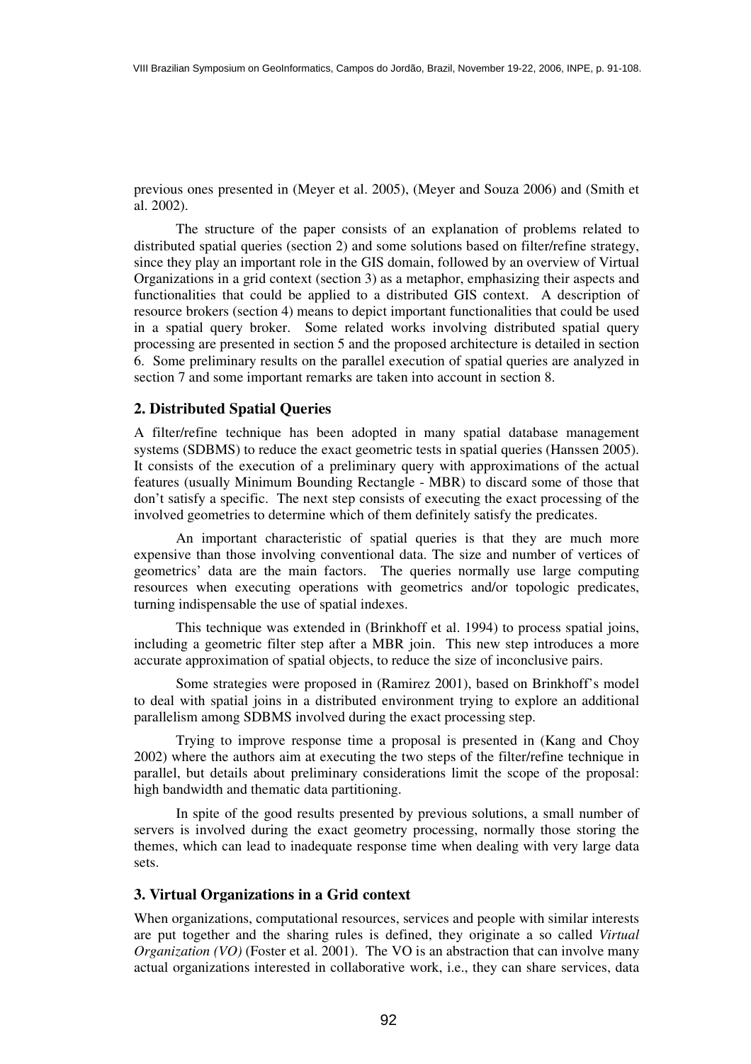previous ones presented in (Meyer et al. 2005), (Meyer and Souza 2006) and (Smith et al. 2002).

The structure of the paper consists of an explanation of problems related to distributed spatial queries (section 2) and some solutions based on filter/refine strategy, since they play an important role in the GIS domain, followed by an overview of Virtual Organizations in a grid context (section 3) as a metaphor, emphasizing their aspects and functionalities that could be applied to a distributed GIS context. A description of resource brokers (section 4) means to depict important functionalities that could be used in a spatial query broker. Some related works involving distributed spatial query processing are presented in section 5 and the proposed architecture is detailed in section 6. Some preliminary results on the parallel execution of spatial queries are analyzed in section 7 and some important remarks are taken into account in section 8.

## 2. Distributed Spatial Queries

A filter/refine technique has been adopted in many spatial database management systems (SDBMS) to reduce the exact geometric tests in spatial queries (Hanssen 2005). It consists of the execution of a preliminary query with approximations of the actual features (usually Minimum Bounding Rectangle - MBR) to discard some of those that don't satisfy a specific. The next step consists of executing the exact processing of the involved geometries to determine which of them definitely satisfy the predicates.

An important characteristic of spatial queries is that they are much more expensive than those involving conventional data. The size and number of vertices of geometrics' data are the main factors. The queries normally use large computing resources when executing operations with geometrics and/or topologic predicates, turning indispensable the use of spatial indexes.

This technique was extended in (Brinkhoff et al. 1994) to process spatial joins, including a geometric filter step after a MBR join. This new step introduces a more accurate approximation of spatial objects, to reduce the size of inconclusive pairs.

Some strategies were proposed in (Ramirez 2001), based on Brinkhoff's model to deal with spatial joins in a distributed environment trying to explore an additional parallelism among SDBMS involved during the exact processing step.

Trying to improve response time a proposal is presented in (Kang and Choy 2002) where the authors aim at executing the two steps of the filter/refine technique in parallel, but details about preliminary considerations limit the scope of the proposal: high bandwidth and thematic data partitioning.

In spite of the good results presented by previous solutions, a small number of servers is involved during the exact geometry processing, normally those storing the themes, which can lead to inadequate response time when dealing with very large data sets.

## 3. Virtual Organizations in a Grid context

When organizations, computational resources, services and people with similar interests are put together and the sharing rules is defined, they originate a so called *Virtual Organization (VO)* (Foster et al. 2001). The VO is an abstraction that can involve many actual organizations interested in collaborative work, i.e., they can share services, data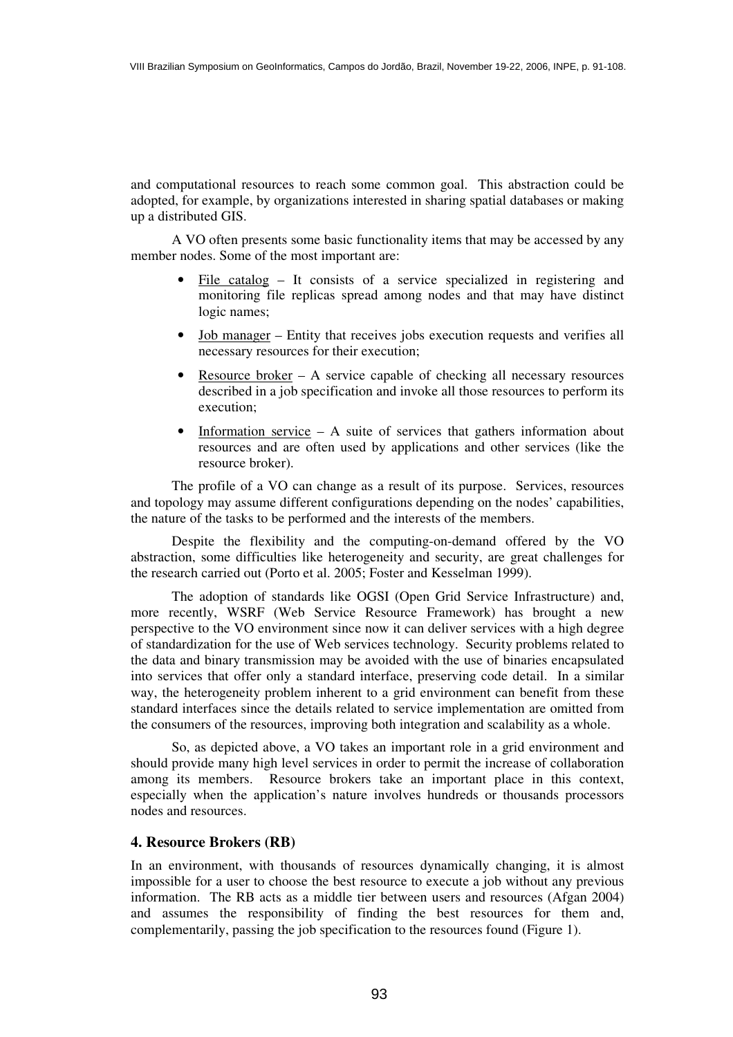and computational resources to reach some common goal. This abstraction could be adopted, for example, by organizations interested in sharing spatial databases or making up a distributed GIS.

A VO often presents some basic functionality items that may be accessed by any member nodes. Some of the most important are:

- File catalog – It consists of a service specialized in registering and monitoring file replicas spread among nodes and that may have distinct logic names;
- Job manager – Entity that receives jobs execution requests and verifies all necessary resources for their execution;
- Resource broker – A service capable of checking all necessary resources described in a job specification and invoke all those resources to perform its execution;
- Information service – A suite of services that gathers information about resources and are often used by applications and other services (like the resource broker).

The profile of a VO can change as a result of its purpose. Services, resources and topology may assume different configurations depending on the nodes' capabilities, the nature of the tasks to be performed and the interests of the members.

Despite the flexibility and the computing-on-demand offered by the VO abstraction, some difficulties like heterogeneity and security, are great challenges for the research carried out (Porto et al. 2005; Foster and Kesselman 1999).

The adoption of standards like OGSI (Open Grid Service Infrastructure) and, more recently, WSRF (Web Service Resource Framework) has brought a new perspective to the VO environment since now it can deliver services with a high degree of standardization for the use of Web services technology. Security problems related to the data and binary transmission may be avoided with the use of binaries encapsulated into services that offer only a standard interface, preserving code detail. In a similar way, the heterogeneity problem inherent to a grid environment can benefit from these standard interfaces since the details related to service implementation are omitted from the consumers of the resources, improving both integration and scalability as a whole.

So, as depicted above, a VO takes an important role in a grid environment and should provide many high level services in order to permit the increase of collaboration among its members. Resource brokers take an important place in this context, especially when the application's nature involves hundreds or thousands processors nodes and resources.

## 4. Resource Brokers (RB)

In an environment, with thousands of resources dynamically changing, it is almost impossible for a user to choose the best resource to execute a job without any previous information. The RB acts as a middle tier between users and resources (Afgan 2004) and assumes the responsibility of finding the best resources for them and, complementarily, passing the job specification to the resources found (Figure 1).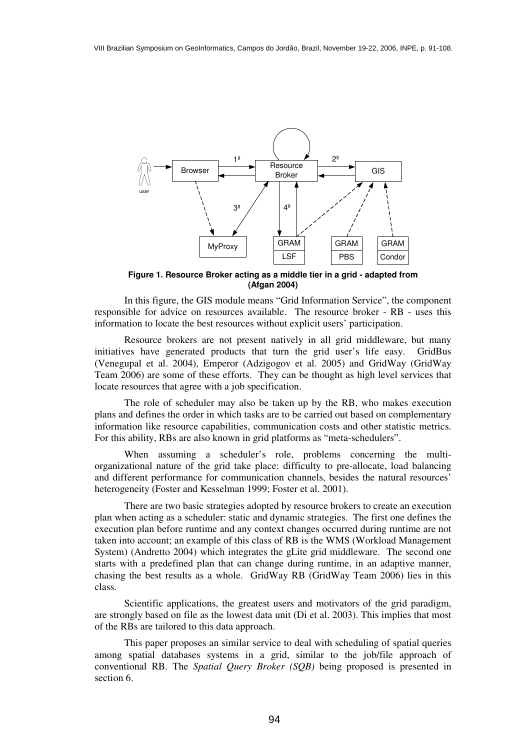**Figure 1. Resource Broker acting as a middle tier in a grid - adapted from (Afgan 2004)**

In this figure, the GIS module means "Grid Information Service", the component responsible for advice on resources available. The resource broker - RB - uses this information to locate the best resources without explicit users' participation.

Resource brokers are not present natively in all grid middleware, but many initiatives have generated products that turn the grid user's life easy. GridBus (Venegupal et al. 2004), Emperor (Adzigogov et al. 2005) and GridWay (GridWay Team 2006) are some of these efforts. They can be thought as high level services that locate resources that agree with a job specification.

The role of scheduler may also be taken up by the RB, who makes execution plans and defines the order in which tasks are to be carried out based on complementary information like resource capabilities, communication costs and other statistic metrics. For this ability, RBs are also known in grid platforms as "meta-schedulers".

When assuming a scheduler's role, problems concerning the multi-organizational nature of the grid take place: difficulty to pre-allocate, load balancing and different performance for communication channels, besides the natural resources' heterogeneity (Foster and Kesselman 1999; Foster et al. 2001).

There are two basic strategies adopted by resource brokers to create an execution plan when acting as a scheduler: static and dynamic strategies. The first one defines the execution plan before runtime and any context changes occurred during runtime are not taken into account; an example of this class of RB is the WMS (Workload Management System) (Andretto 2004) which integrates the gLite grid middleware. The second one starts with a predefined plan that can change during runtime, in an adaptive manner, chasing the best results as a whole. GridWay RB (GridWay Team 2006) lies in this class.

Scientific applications, the greatest users and motivators of the grid paradigm, are strongly based on file as the lowest data unit (Di et al. 2003). This implies that most of the RBs are tailored to this data approach.

This paper proposes an similar service to deal with scheduling of spatial queries among spatial databases systems in a grid, similar to the job/file approach of conventional RB. The *Spatial Query Broker (SQB)* being proposed is presented in section 6.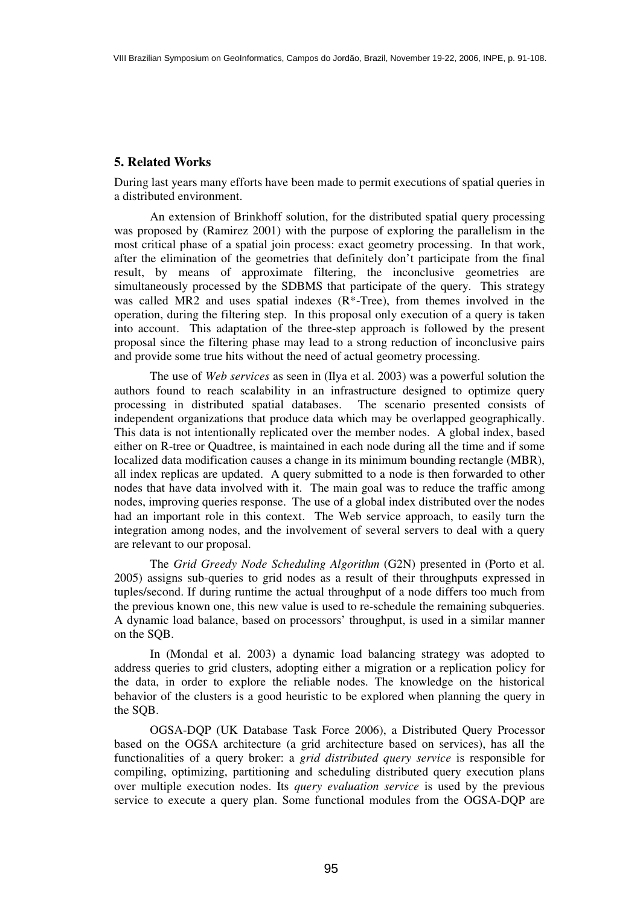## 5. Related Works

During last years many efforts have been made to permit executions of spatial queries in a distributed environment.

An extension of Brinkhoff solution, for the distributed spatial query processing was proposed by (Ramirez 2001) with the purpose of exploring the parallelism in the most critical phase of a spatial join process: exact geometry processing. In that work, after the elimination of the geometries that definitely don't participate from the final result, by means of approximate filtering, the inconclusive geometries are simultaneously processed by the SDBMS that participate of the query. This strategy was called MR2 and uses spatial indexes (R*-Tree), from themes involved in the operation, during the filtering step. In this proposal only execution of a query is taken into account. This adaptation of the three-step approach is followed by the present proposal since the filtering phase may lead to a strong reduction of inconclusive pairs and provide some true hits without the need of actual geometry processing.

The use of *Web services* as seen in (Ilya et al. 2003) was a powerful solution the authors found to reach scalability in an infrastructure designed to optimize query processing in distributed spatial databases. The scenario presented consists of independent organizations that produce data which may be overlapped geographically. This data is not intentionally replicated over the member nodes. A global index, based either on R-tree or Quadtree, is maintained in each node during all the time and if some localized data modification causes a change in its minimum bounding rectangle (MBR), all index replicas are updated. A query submitted to a node is then forwarded to other nodes that have data involved with it. The main goal was to reduce the traffic among nodes, improving queries response. The use of a global index distributed over the nodes had an important role in this context. The Web service approach, to easily turn the integration among nodes, and the involvement of several servers to deal with a query are relevant to our proposal.

The *Grid Greedy Node Scheduling Algorithm* (G2N) presented in (Porto et al. 2005) assigns sub-queries to grid nodes as a result of their throughputs expressed in tuples/second. If during runtime the actual throughput of a node differs too much from the previous known one, this new value is used to re-schedule the remaining subqueries. A dynamic load balance, based on processors' throughput, is used in a similar manner on the SQB.

In (Mondal et al. 2003) a dynamic load balancing strategy was adopted to address queries to grid clusters, adopting either a migration or a replication policy for the data, in order to explore the reliable nodes. The knowledge on the historical behavior of the clusters is a good heuristic to be explored when planning the query in the SQB.

OGSA-DQP (UK Database Task Force 2006), a Distributed Query Processor based on the OGSA architecture (a grid architecture based on services), has all the functionalities of a query broker: a *grid distributed query service* is responsible for compiling, optimizing, partitioning and scheduling distributed query execution plans over multiple execution nodes. Its *query evaluation service* is used by the previous service to execute a query plan. Some functional modules from the OGSA-DQP are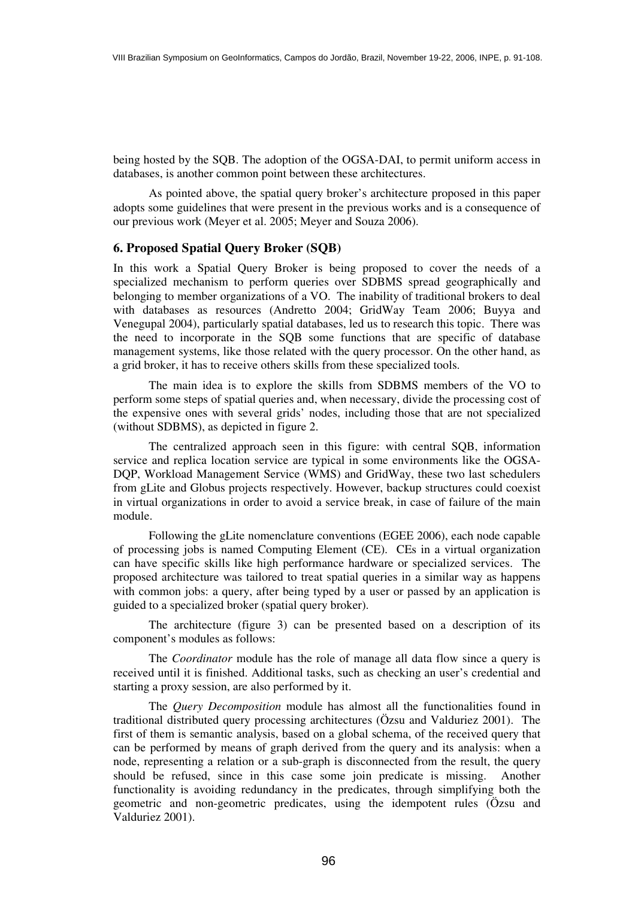being hosted by the SQB. The adoption of the OGSA-DAI, to permit uniform access in databases, is another common point between these architectures.

As pointed above, the spatial query broker's architecture proposed in this paper adopts some guidelines that were present in the previous works and is a consequence of our previous work (Meyer et al. 2005; Meyer and Souza 2006).

## 6. Proposed Spatial Query Broker (SQB)

In this work a Spatial Query Broker is being proposed to cover the needs of a specialized mechanism to perform queries over SDBMS spread geographically and belonging to member organizations of a VO. The inability of traditional brokers to deal with databases as resources (Andretto 2004; GridWay Team 2006; Buyya and Venegupal 2004), particularly spatial databases, led us to research this topic. There was the need to incorporate in the SQB some functions that are specific of database management systems, like those related with the query processor. On the other hand, as a grid broker, it has to receive others skills from these specialized tools.

The main idea is to explore the skills from SDBMS members of the VO to perform some steps of spatial queries and, when necessary, divide the processing cost of the expensive ones with several grids' nodes, including those that are not specialized (without SDBMS), as depicted in figure 2.

The centralized approach seen in this figure: with central SQB, information service and replica location service are typical in some environments like the OGSA-DQP, Workload Management Service (WMS) and GridWay, these two last schedulers from gLite and Globus projects respectively. However, backup structures could coexist in virtual organizations in order to avoid a service break, in case of failure of the main module.

Following the gLite nomenclature conventions (EGEE 2006), each node capable of processing jobs is named Computing Element (CE). CEs in a virtual organization can have specific skills like high performance hardware or specialized services. The proposed architecture was tailored to treat spatial queries in a similar way as happens with common jobs: a query, after being typed by a user or passed by an application is guided to a specialized broker (spatial query broker).

The architecture (figure 3) can be presented based on a description of its component's modules as follows:

The *Coordinator* module has the role of manage all data flow since a query is received until it is finished. Additional tasks, such as checking an user's credential and starting a proxy session, are also performed by it.

The *Query Decomposition* module has almost all the functionalities found in traditional distributed query processing architectures (Özsu and Valduriez 2001). The first of them is semantic analysis, based on a global schema, of the received query that can be performed by means of graph derived from the query and its analysis: when a node, representing a relation or a sub-graph is disconnected from the result, the query should be refused, since in this case some join predicate is missing. Another functionality is avoiding redundancy in the predicates, through simplifying both the geometric and non-geometric predicates, using the idempotent rules (Özsu and Valduriez 2001).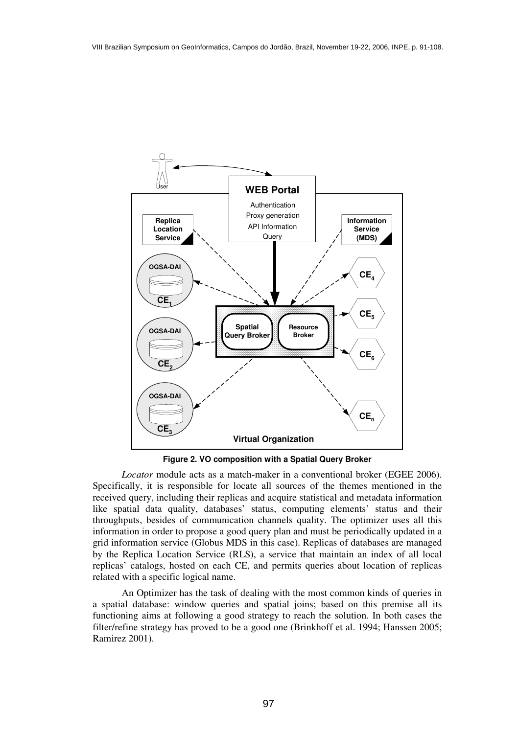**Figure 2. VO composition with a Spatial Query Broker**

*Locator* module acts as a match-maker in a conventional broker (EGEE 2006). Specifically, it is responsible for locate all sources of the themes mentioned in the received query, including their replicas and acquire statistical and metadata information like spatial data quality, databases' status, computing elements' status and their throughputs, besides of communication channels quality. The optimizer uses all this information in order to propose a good query plan and must be periodically updated in a grid information service (Globus MDS in this case). Replicas of databases are managed by the Replica Location Service (RLS), a service that maintain an index of all local replicas' catalogs, hosted on each CE, and permits queries about location of replicas related with a specific logical name.

An Optimizer has the task of dealing with the most common kinds of queries in a spatial database: window queries and spatial joins; based on this premise all its functioning aims at following a good strategy to reach the solution. In both cases the filter/refine strategy has proved to be a good one (Brinkhoff et al. 1994; Hanssen 2005; Ramirez 2001).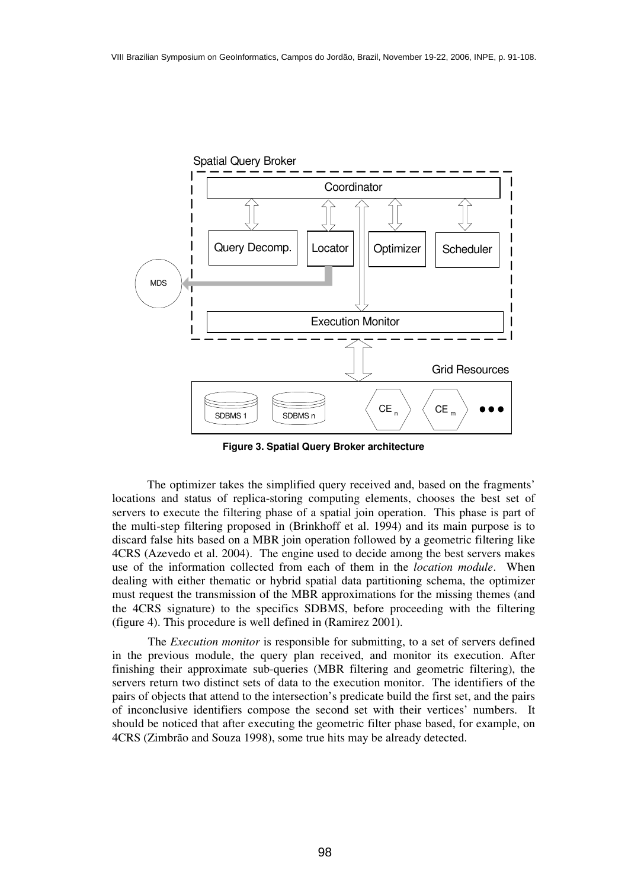**Figure 3. Spatial Query Broker architecture**

The optimizer takes the simplified query received and, based on the fragments' locations and status of replica-storing computing elements, chooses the best set of servers to execute the filtering phase of a spatial join operation. This phase is part of the multi-step filtering proposed in (Brinkhoff et al. 1994) and its main purpose is to discard false hits based on a MBR join operation followed by a geometric filtering like 4CRS (Azevedo et al. 2004). The engine used to decide among the best servers makes use of the information collected from each of them in the *location module*. When dealing with either thematic or hybrid spatial data partitioning schema, the optimizer must request the transmission of the MBR approximations for the missing themes (and the 4CRS signature) to the specifics SDBMS, before proceeding with the filtering (figure 4). This procedure is well defined in (Ramirez 2001).

The *Execution monitor* is responsible for submitting, to a set of servers defined in the previous module, the query plan received, and monitor its execution. After finishing their approximate sub-queries (MBR filtering and geometric filtering), the servers return two distinct sets of data to the execution monitor. The identifiers of the pairs of objects that attend to the intersection's predicate build the first set, and the pairs of inconclusive identifiers compose the second set with their vertices' numbers. It should be noticed that after executing the geometric filter phase based, for example, on 4CRS (Zimbrão and Souza 1998), some true hits may be already detected.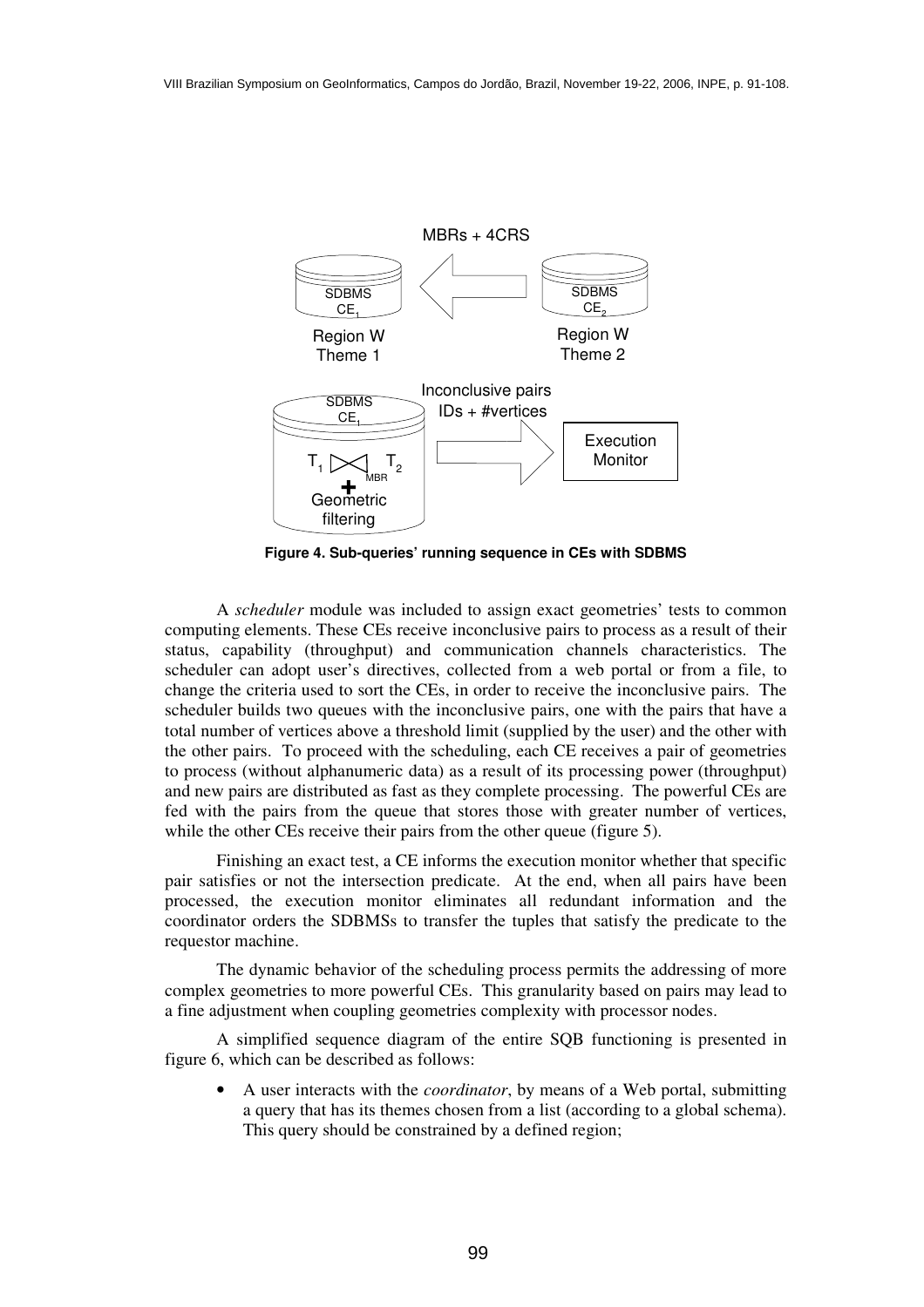MBRs + 4CRS

SDBMS $CE_1$

Region W
Theme 1

SDBMS $CE_2$

Region W
Theme 2

SDBMS $CE_1$

$T_1 \bowtie_{MBR} T_2$
+
Geometric filtering

Inconclusive pairs
IDs + #vertices

Execution Monitor

**Figure 4. Sub-queries' running sequence in CEs with SDBMS**

A *scheduler* module was included to assign exact geometries' tests to common computing elements. These CEs receive inconclusive pairs to process as a result of their status, capability (throughput) and communication channels characteristics. The scheduler can adopt user's directives, collected from a web portal or from a file, to change the criteria used to sort the CEs, in order to receive the inconclusive pairs. The scheduler builds two queues with the inconclusive pairs, one with the pairs that have a total number of vertices above a threshold limit (supplied by the user) and the other with the other pairs. To proceed with the scheduling, each CE receives a pair of geometries to process (without alphanumeric data) as a result of its processing power (throughput) and new pairs are distributed as fast as they complete processing. The powerful CEs are fed with the pairs from the queue that stores those with greater number of vertices, while the other CEs receive their pairs from the other queue (figure 5).

Finishing an exact test, a CE informs the execution monitor whether that specific pair satisfies or not the intersection predicate. At the end, when all pairs have been processed, the execution monitor eliminates all redundant information and the coordinator orders the SDBMSs to transfer the tuples that satisfy the predicate to the requestor machine.

The dynamic behavior of the scheduling process permits the addressing of more complex geometries to more powerful CEs. This granularity based on pairs may lead to a fine adjustment when coupling geometries complexity with processor nodes.

A simplified sequence diagram of the entire SQB functioning is presented in figure 6, which can be described as follows:

- A user interacts with the *coordinator*, by means of a Web portal, submitting a query that has its themes chosen from a list (according to a global schema). This query should be constrained by a defined region;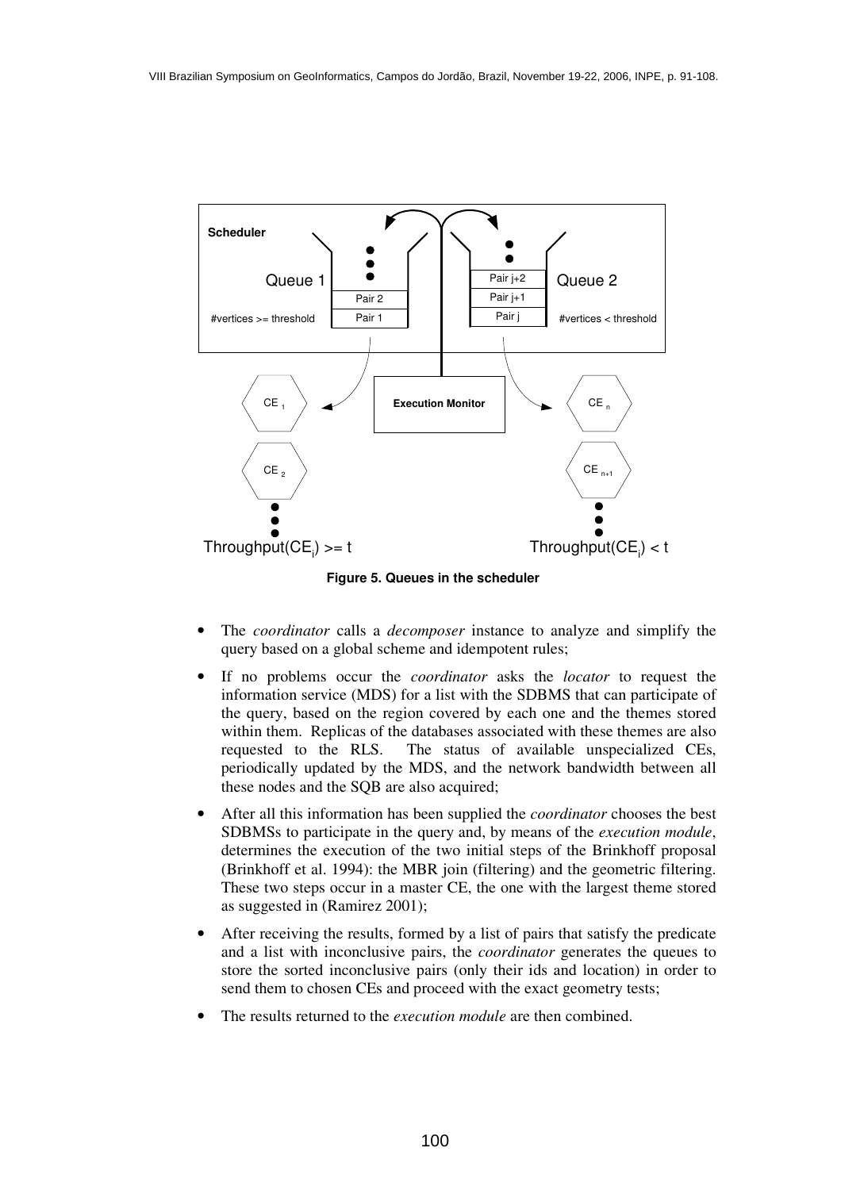Figure 5. Queues in the scheduler

- The *coordinator* calls a *decomposer* instance to analyze and simplify the query based on a global scheme and idempotent rules;
- If no problems occur the *coordinator* asks the *locator* to request the information service (MDS) for a list with the SDBMS that can participate of the query, based on the region covered by each one and the themes stored within them. Replicas of the databases associated with these themes are also requested to the RLS. The status of available unspecialized CEs, periodically updated by the MDS, and the network bandwidth between all these nodes and the SQB are also acquired;
- After all this information has been supplied the *coordinator* chooses the best SDBMSs to participate in the query and, by means of the *execution module*, determines the execution of the two initial steps of the Brinkhoff proposal (Brinkhoff et al. 1994): the MBR join (filtering) and the geometric filtering. These two steps occur in a master CE, the one with the largest theme stored as suggested in (Ramirez 2001);
- After receiving the results, formed by a list of pairs that satisfy the predicate and a list with inconclusive pairs, the *coordinator* generates the queues to store the sorted inconclusive pairs (only their ids and location) in order to send them to chosen CEs and proceed with the exact geometry tests;
- The results returned to the *execution module* are then combined.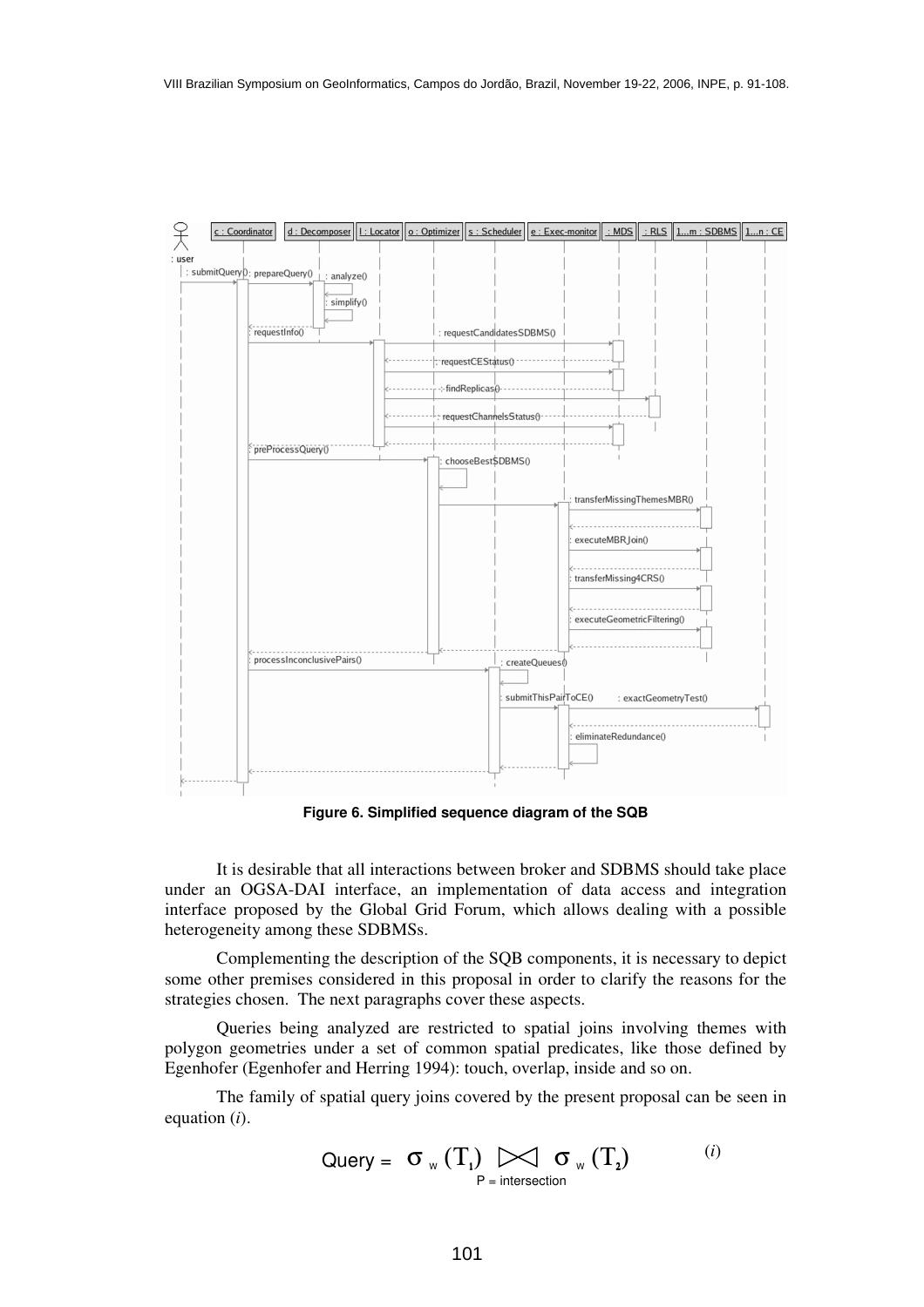Figure 6. Simplified sequence diagram of the SQB

It is desirable that all interactions between broker and SDBMS should take place under an OGSA-DAI interface, an implementation of data access and integration interface proposed by the Global Grid Forum, which allows dealing with a possible heterogeneity among these SDBMSs.

Complementing the description of the SQB components, it is necessary to depict some other premises considered in this proposal in order to clarify the reasons for the strategies chosen. The next paragraphs cover these aspects.

Queries being analyzed are restricted to spatial joins involving themes with polygon geometries under a set of common spatial predicates, like those defined by Egenhofer (Egenhofer and Herring 1994): touch, overlap, inside and so on.

The family of spatial query joins covered by the present proposal can be seen in equation (*i*).

$$\text{Query} = \sigma_{w}(T_1) \underset{P\,=\,\text{intersection}}{\bowtie} \sigma_{w}(T_2) \qquad (i)$$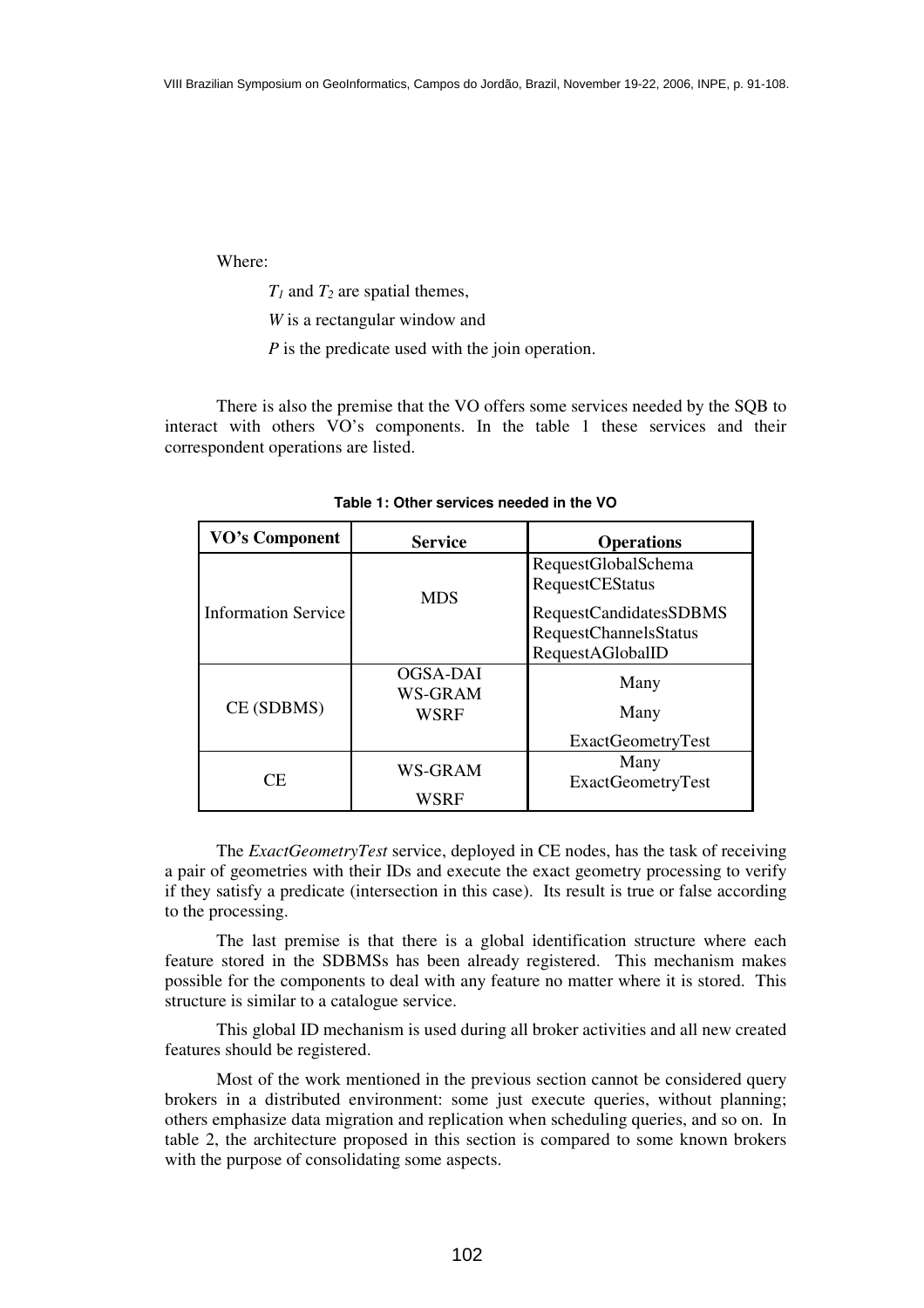Where:

$T_1$ and $T_2$ are spatial themes,

$W$ is a rectangular window and

$P$ is the predicate used with the join operation.

There is also the premise that the VO offers some services needed by the SQB to interact with others VO's components. In the table 1 these services and their correspondent operations are listed.

**Table 1: Other services needed in the VO**

| VO's Component | Service | Operations |
|---|---|---|
| Information Service | MDS | RequestGlobalSchema<br>RequestCEStatus<br>RequestCandidatesSDBMS<br>RequestChannelsStatus<br>RequestAGlobalID |
| CE (SDBMS) | OGSA-DAI<br>WS-GRAM<br>WSRF | Many<br>Many<br>ExactGeometryTest |
| CE | WS-GRAM<br>WSRF | Many<br>ExactGeometryTest |

The *ExactGeometryTest* service, deployed in CE nodes, has the task of receiving a pair of geometries with their IDs and execute the exact geometry processing to verify if they satisfy a predicate (intersection in this case). Its result is true or false according to the processing.

The last premise is that there is a global identification structure where each feature stored in the SDBMSs has been already registered. This mechanism makes possible for the components to deal with any feature no matter where it is stored. This structure is similar to a catalogue service.

This global ID mechanism is used during all broker activities and all new created features should be registered.

Most of the work mentioned in the previous section cannot be considered query brokers in a distributed environment: some just execute queries, without planning; others emphasize data migration and replication when scheduling queries, and so on. In table 2, the architecture proposed in this section is compared to some known brokers with the purpose of consolidating some aspects.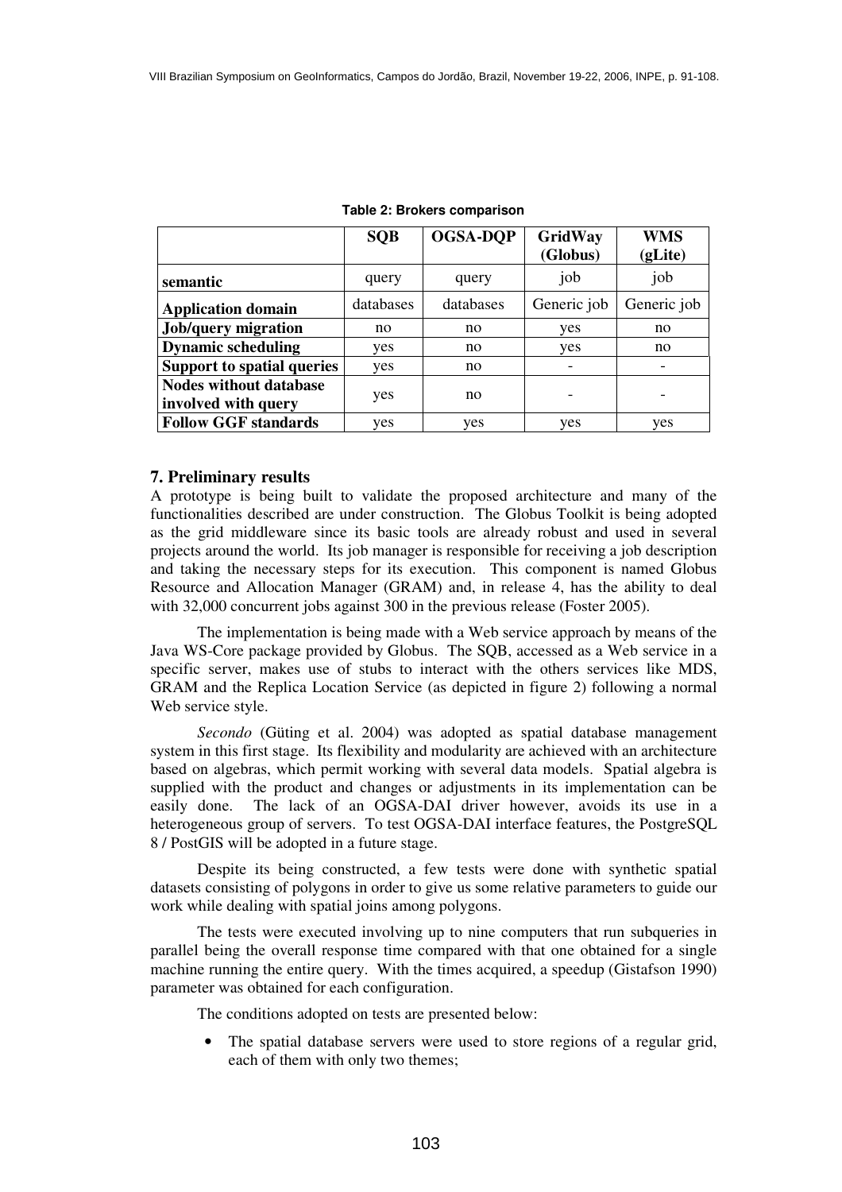**Table 2: Brokers comparison**

| | SQB | OGSA-DQP | GridWay (Globus) | WMS (gLite) |
|---|---|---|---|---|
| **semantic** | query | query | job | job |
| **Application domain** | databases | databases | Generic job | Generic job |
| **Job/query migration** | no | no | yes | no |
| **Dynamic scheduling** | yes | no | yes | no |
| **Support to spatial queries** | yes | no | - | - |
| **Nodes without database involved with query** | yes | no | - | - |
| **Follow GGF standards** | yes | yes | yes | yes |

## 7. Preliminary results

A prototype is being built to validate the proposed architecture and many of the functionalities described are under construction. The Globus Toolkit is being adopted as the grid middleware since its basic tools are already robust and used in several projects around the world. Its job manager is responsible for receiving a job description and taking the necessary steps for its execution. This component is named Globus Resource and Allocation Manager (GRAM) and, in release 4, has the ability to deal with 32,000 concurrent jobs against 300 in the previous release (Foster 2005).

The implementation is being made with a Web service approach by means of the Java WS-Core package provided by Globus. The SQB, accessed as a Web service in a specific server, makes use of stubs to interact with the others services like MDS, GRAM and the Replica Location Service (as depicted in figure 2) following a normal Web service style.

*Secondo* (Güting et al. 2004) was adopted as spatial database management system in this first stage. Its flexibility and modularity are achieved with an architecture based on algebras, which permit working with several data models. Spatial algebra is supplied with the product and changes or adjustments in its implementation can be easily done. The lack of an OGSA-DAI driver however, avoids its use in a heterogeneous group of servers. To test OGSA-DAI interface features, the PostgreSQL 8 / PostGIS will be adopted in a future stage.

Despite its being constructed, a few tests were done with synthetic spatial datasets consisting of polygons in order to give us some relative parameters to guide our work while dealing with spatial joins among polygons.

The tests were executed involving up to nine computers that run subqueries in parallel being the overall response time compared with that one obtained for a single machine running the entire query. With the times acquired, a speedup (Gistafson 1990) parameter was obtained for each configuration.

The conditions adopted on tests are presented below:

- The spatial database servers were used to store regions of a regular grid, each of them with only two themes;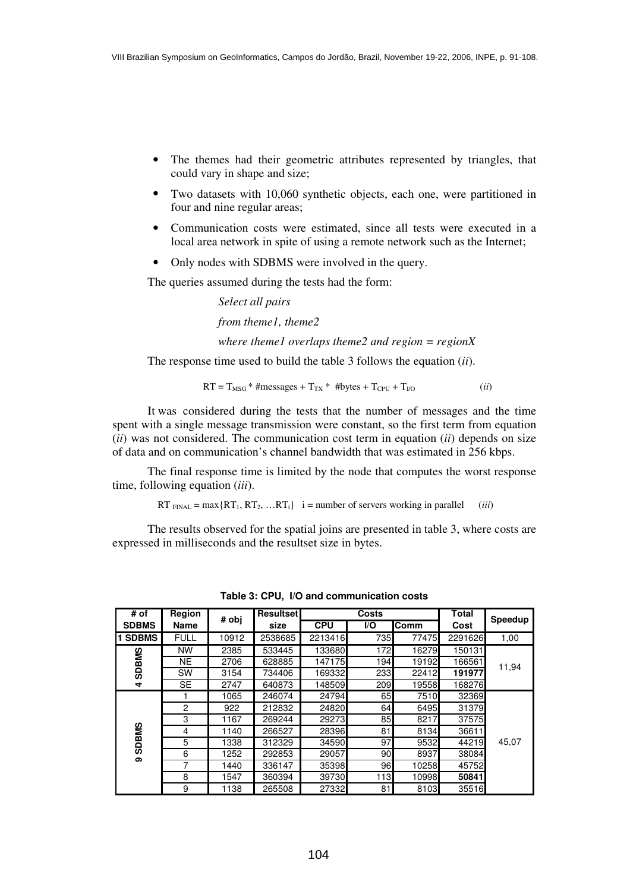- The themes had their geometric attributes represented by triangles, that could vary in shape and size;
- Two datasets with 10,060 synthetic objects, each one, were partitioned in four and nine regular areas;
- Communication costs were estimated, since all tests were executed in a local area network in spite of using a remote network such as the Internet;
- Only nodes with SDBMS were involved in the query.

The queries assumed during the tests had the form:

*Select all pairs*

*from theme1, theme2*

*where theme1 overlaps theme2 and region = regionX*

The response time used to build the table 3 follows the equation (*ii*).

$$RT = T_{MSG} * \#messages + T_{TX} * \#bytes + T_{CPU} + T_{I/O} \qquad (ii)$$

It was considered during the tests that the number of messages and the time spent with a single message transmission were constant, so the first term from equation (*ii*) was not considered. The communication cost term in equation (*ii*) depends on size of data and on communication's channel bandwidth that was estimated in 256 kbps.

The final response time is limited by the node that computes the worst response time, following equation (*iii*).

$$RT_{FINAL} = \max\{RT_1, RT_2, \ldots RT_i\} \quad i = \text{number of servers working in parallel} \qquad (iii)$$

The results observed for the spatial joins are presented in table 3, where costs are expressed in milliseconds and the resultset size in bytes.

**Table 3: CPU, I/O and communication costs**

| # of SDBMS | Region Name | # obj | Resultset size | Costs | | | Total Cost | Speedup |
|---|---|---|---|---|---|---|---|---|
| | | | | CPU | I/O | Comm | | |
| 1 SDBMS | FULL | 10912 | 2538685 | 2213416 | 735 | 77475 | 2291626 | 1,00 |
| 4 SDBMS | NW | 2385 | 533445 | 133680 | 172 | 16279 | 150131 | 11,94 |
| | NE | 2706 | 628885 | 147175 | 194 | 19192 | 166561 | |
| | SW | 3154 | 734406 | 169332 | 233 | 22412 | **191977** | |
| | SE | 2747 | 640873 | 148509 | 209 | 19558 | 168276 | |
| 9 SDBMS | 1 | 1065 | 246074 | 24794 | 65 | 7510 | 32369 | 45,07 |
| | 2 | 922 | 212832 | 24820 | 64 | 6495 | 31379 | |
| | 3 | 1167 | 269244 | 29273 | 85 | 8217 | 37575 | |
| | 4 | 1140 | 266527 | 28396 | 81 | 8134 | 36611 | |
| | 5 | 1338 | 312329 | 34590 | 97 | 9532 | 44219 | |
| | 6 | 1252 | 292853 | 29057 | 90 | 8937 | 38084 | |
| | 7 | 1440 | 336147 | 35398 | 96 | 10258 | 45752 | |
| | 8 | 1547 | 360394 | 39730 | 113 | 10998 | **50841** | |
| | 9 | 1138 | 265508 | 27332 | 81 | 8103 | 35516 | |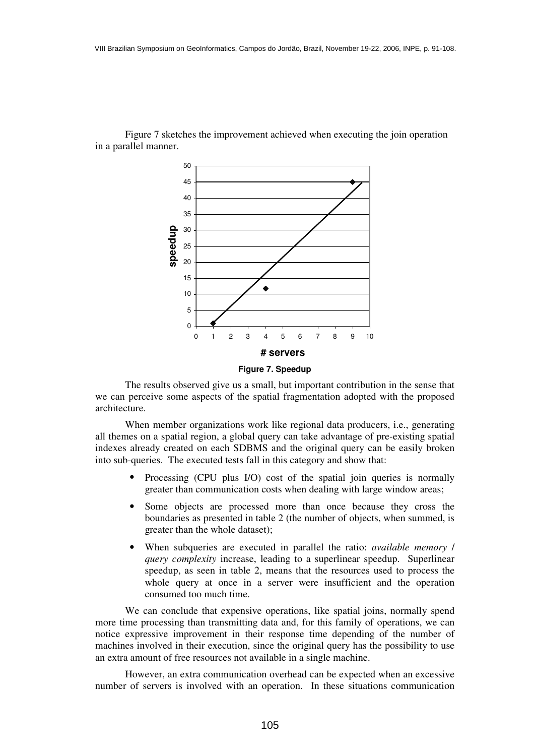Figure 7 sketches the improvement achieved when executing the join operation in a parallel manner.

**Figure 7. Speedup**

The results observed give us a small, but important contribution in the sense that we can perceive some aspects of the spatial fragmentation adopted with the proposed architecture.

When member organizations work like regional data producers, i.e., generating all themes on a spatial region, a global query can take advantage of pre-existing spatial indexes already created on each SDBMS and the original query can be easily broken into sub-queries. The executed tests fall in this category and show that:

- Processing (CPU plus I/O) cost of the spatial join queries is normally greater than communication costs when dealing with large window areas;
- Some objects are processed more than once because they cross the boundaries as presented in table 2 (the number of objects, when summed, is greater than the whole dataset);
- When subqueries are executed in parallel the ratio: *available memory* / *query complexity* increase, leading to a superlinear speedup. Superlinear speedup, as seen in table 2, means that the resources used to process the whole query at once in a server were insufficient and the operation consumed too much time.

We can conclude that expensive operations, like spatial joins, normally spend more time processing than transmitting data and, for this family of operations, we can notice expressive improvement in their response time depending of the number of machines involved in their execution, since the original query has the possibility to use an extra amount of free resources not available in a single machine.

However, an extra communication overhead can be expected when an excessive number of servers is involved with an operation. In these situations communication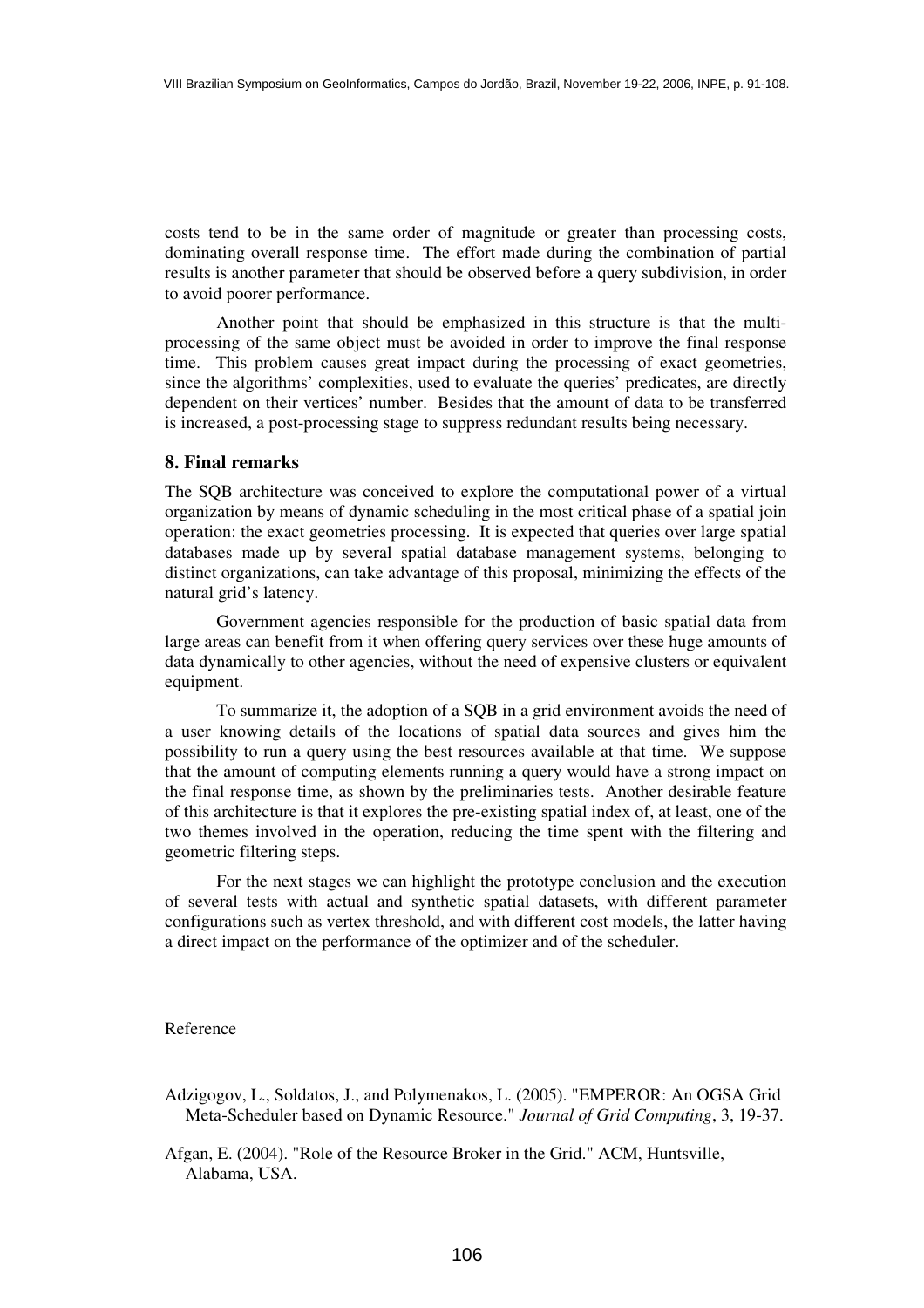costs tend to be in the same order of magnitude or greater than processing costs, dominating overall response time. The effort made during the combination of partial results is another parameter that should be observed before a query subdivision, in order to avoid poorer performance.

Another point that should be emphasized in this structure is that the multi-processing of the same object must be avoided in order to improve the final response time. This problem causes great impact during the processing of exact geometries, since the algorithms' complexities, used to evaluate the queries' predicates, are directly dependent on their vertices' number. Besides that the amount of data to be transferred is increased, a post-processing stage to suppress redundant results being necessary.

## 8. Final remarks

The SQB architecture was conceived to explore the computational power of a virtual organization by means of dynamic scheduling in the most critical phase of a spatial join operation: the exact geometries processing. It is expected that queries over large spatial databases made up by several spatial database management systems, belonging to distinct organizations, can take advantage of this proposal, minimizing the effects of the natural grid's latency.

Government agencies responsible for the production of basic spatial data from large areas can benefit from it when offering query services over these huge amounts of data dynamically to other agencies, without the need of expensive clusters or equivalent equipment.

To summarize it, the adoption of a SQB in a grid environment avoids the need of a user knowing details of the locations of spatial data sources and gives him the possibility to run a query using the best resources available at that time. We suppose that the amount of computing elements running a query would have a strong impact on the final response time, as shown by the preliminaries tests. Another desirable feature of this architecture is that it explores the pre-existing spatial index of, at least, one of the two themes involved in the operation, reducing the time spent with the filtering and geometric filtering steps.

For the next stages we can highlight the prototype conclusion and the execution of several tests with actual and synthetic spatial datasets, with different parameter configurations such as vertex threshold, and with different cost models, the latter having a direct impact on the performance of the optimizer and of the scheduler.

Reference

Adzigogov, L., Soldatos, J., and Polymenakos, L. (2005). "EMPEROR: An OGSA Grid Meta-Scheduler based on Dynamic Resource." *Journal of Grid Computing*, 3, 19-37.

Afgan, E. (2004). "Role of the Resource Broker in the Grid." ACM, Huntsville, Alabama, USA.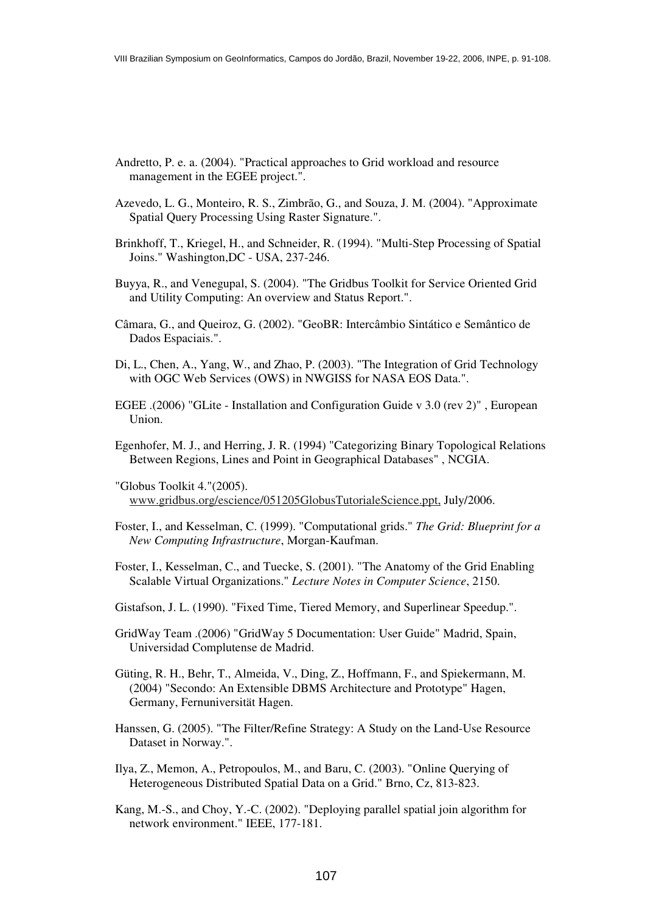Andretto, P. e. a. (2004). "Practical approaches to Grid workload and resource management in the EGEE project.".

Azevedo, L. G., Monteiro, R. S., Zimbrão, G., and Souza, J. M. (2004). "Approximate Spatial Query Processing Using Raster Signature.".

Brinkhoff, T., Kriegel, H., and Schneider, R. (1994). "Multi-Step Processing of Spatial Joins." Washington,DC - USA, 237-246.

Buyya, R., and Venegupal, S. (2004). "The Gridbus Toolkit for Service Oriented Grid and Utility Computing: An overview and Status Report.".

Câmara, G., and Queiroz, G. (2002). "GeoBR: Intercâmbio Sintático e Semântico de Dados Espaciais.".

Di, L., Chen, A., Yang, W., and Zhao, P. (2003). "The Integration of Grid Technology with OGC Web Services (OWS) in NWGISS for NASA EOS Data.".

EGEE .(2006) "GLite - Installation and Configuration Guide v 3.0 (rev 2)" , European Union.

Egenhofer, M. J., and Herring, J. R. (1994) "Categorizing Binary Topological Relations Between Regions, Lines and Point in Geographical Databases" , NCGIA.

"Globus Toolkit 4."(2005). www.gridbus.org/escience/051205GlobusTutorialeScience.ppt, July/2006.

Foster, I., and Kesselman, C. (1999). "Computational grids." *The Grid: Blueprint for a New Computing Infrastructure*, Morgan-Kaufman.

Foster, I., Kesselman, C., and Tuecke, S. (2001). "The Anatomy of the Grid Enabling Scalable Virtual Organizations." *Lecture Notes in Computer Science*, 2150.

Gistafson, J. L. (1990). "Fixed Time, Tiered Memory, and Superlinear Speedup.".

GridWay Team .(2006) "GridWay 5 Documentation: User Guide" Madrid, Spain, Universidad Complutense de Madrid.

Güting, R. H., Behr, T., Almeida, V., Ding, Z., Hoffmann, F., and Spiekermann, M. (2004) "Secondo: An Extensible DBMS Architecture and Prototype" Hagen, Germany, Fernuniversität Hagen.

Hanssen, G. (2005). "The Filter/Refine Strategy: A Study on the Land-Use Resource Dataset in Norway.".

Ilya, Z., Memon, A., Petropoulos, M., and Baru, C. (2003). "Online Querying of Heterogeneous Distributed Spatial Data on a Grid." Brno, Cz, 813-823.

Kang, M.-S., and Choy, Y.-C. (2002). "Deploying parallel spatial join algorithm for network environment." IEEE, 177-181.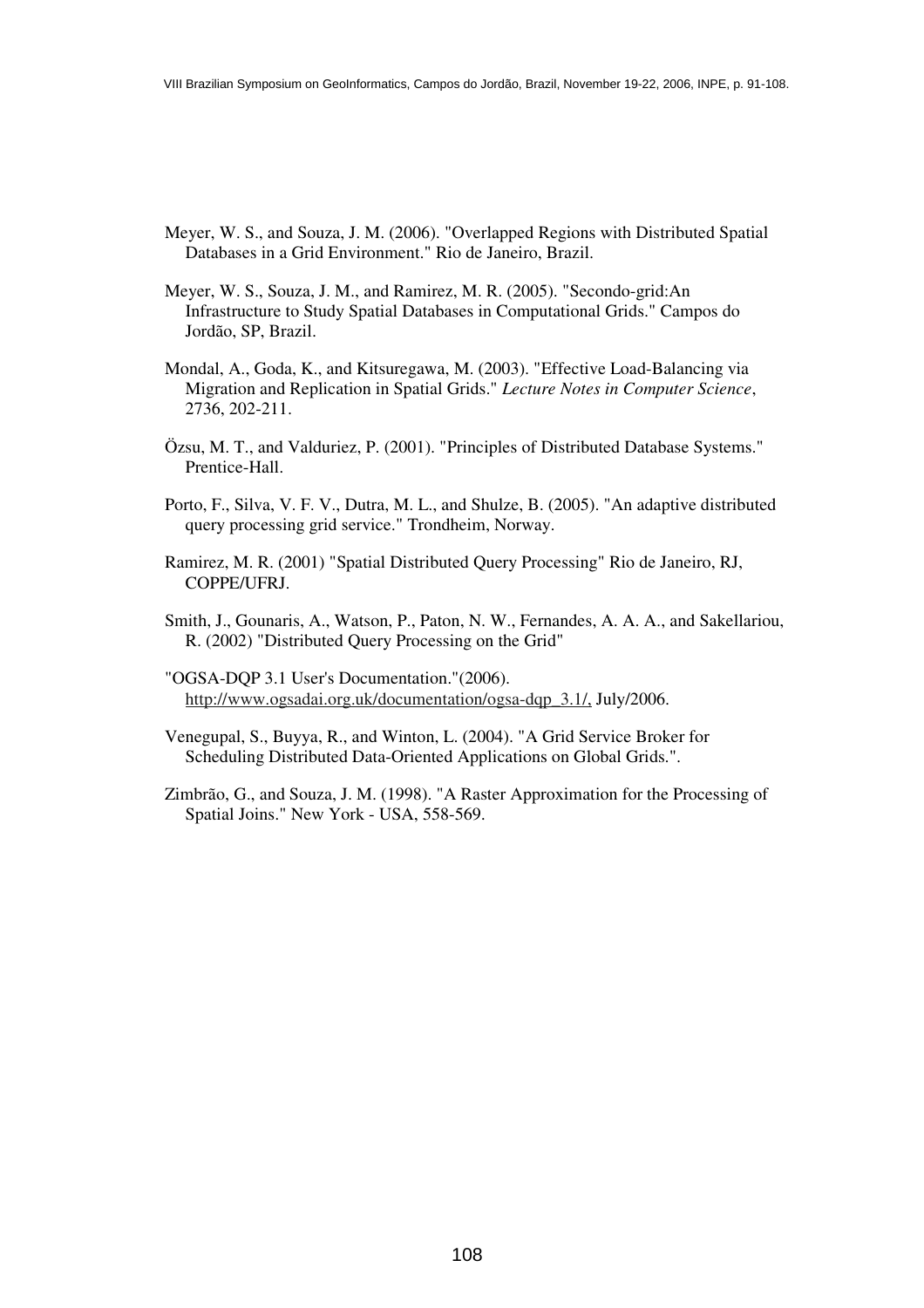Meyer, W. S., and Souza, J. M. (2006). "Overlapped Regions with Distributed Spatial Databases in a Grid Environment." Rio de Janeiro, Brazil.

Meyer, W. S., Souza, J. M., and Ramirez, M. R. (2005). "Secondo-grid:An Infrastructure to Study Spatial Databases in Computational Grids." Campos do Jordão, SP, Brazil.

Mondal, A., Goda, K., and Kitsuregawa, M. (2003). "Effective Load-Balancing via Migration and Replication in Spatial Grids." *Lecture Notes in Computer Science*, 2736, 202-211.

Özsu, M. T., and Valduriez, P. (2001). "Principles of Distributed Database Systems." Prentice-Hall.

Porto, F., Silva, V. F. V., Dutra, M. L., and Shulze, B. (2005). "An adaptive distributed query processing grid service." Trondheim, Norway.

Ramirez, M. R. (2001) "Spatial Distributed Query Processing" Rio de Janeiro, RJ, COPPE/UFRJ.

Smith, J., Gounaris, A., Watson, P., Paton, N. W., Fernandes, A. A. A., and Sakellariou, R. (2002) "Distributed Query Processing on the Grid"

"OGSA-DQP 3.1 User's Documentation."(2006). http://www.ogsadai.org.uk/documentation/ogsa-dqp_3.1/, July/2006.

Venegupal, S., Buyya, R., and Winton, L. (2004). "A Grid Service Broker for Scheduling Distributed Data-Oriented Applications on Global Grids.".

Zimbrão, G., and Souza, J. M. (1998). "A Raster Approximation for the Processing of Spatial Joins." New York - USA, 558-569.